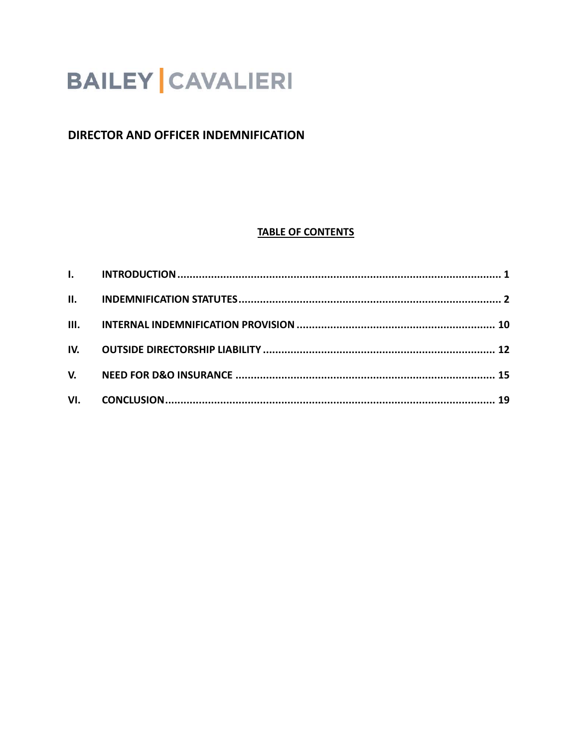BAILEY | CAVALIERI

# DIRECTOR AND OFFICER INDEMNIFICATION

**TABLE OF CONTENTS**

| | | |
|---|---|---|
| **I.** | **INTRODUCTION** | **1** |
| **II.** | **INDEMNIFICATION STATUTES** | **2** |
| **III.** | **INTERNAL INDEMNIFICATION PROVISION** | **10** |
| **IV.** | **OUTSIDE DIRECTORSHIP LIABILITY** | **12** |
| **V.** | **NEED FOR D&O INSURANCE** | **15** |
| **VI.** | **CONCLUSION** | **19** |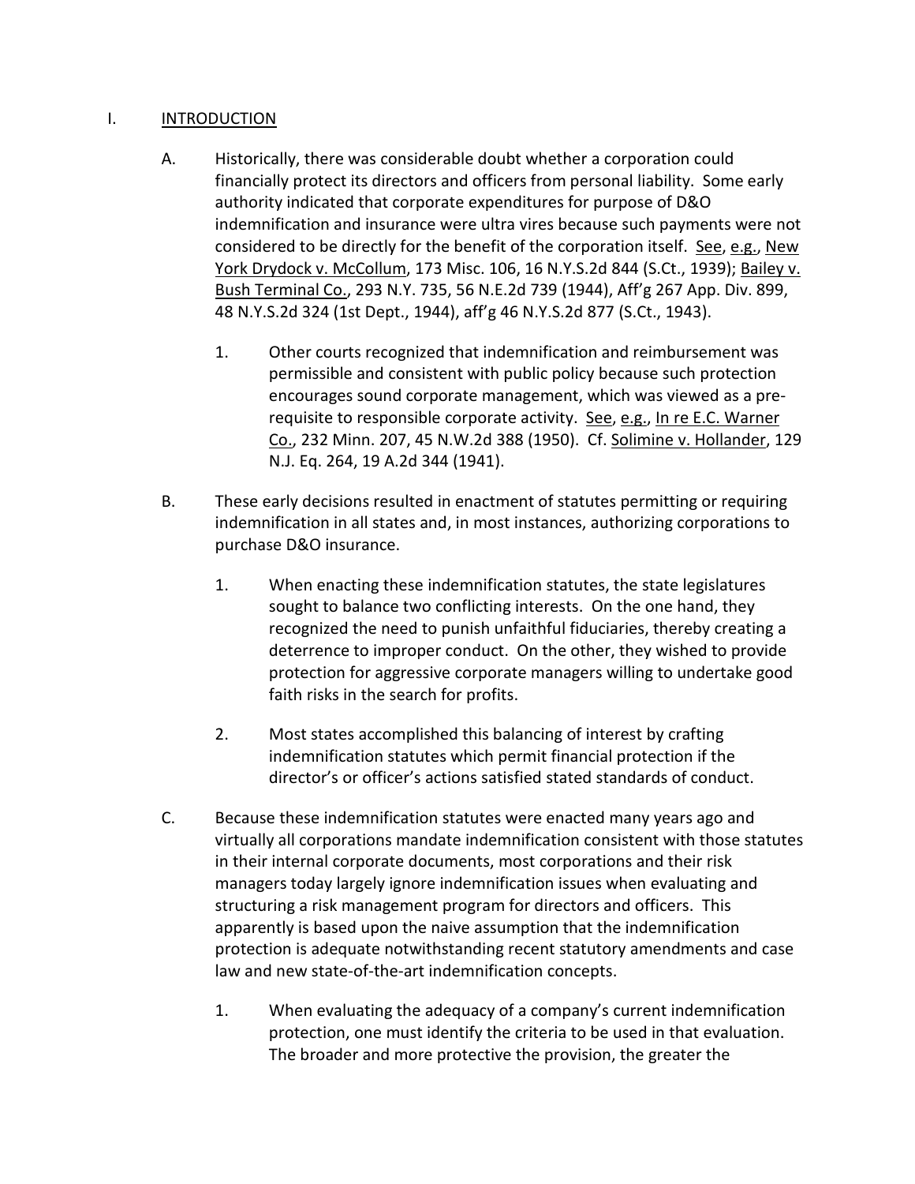# I. INTRODUCTION

A. Historically, there was considerable doubt whether a corporation could financially protect its directors and officers from personal liability. Some early authority indicated that corporate expenditures for purpose of D&O indemnification and insurance were ultra vires because such payments were not considered to be directly for the benefit of the corporation itself. See, e.g., New York Drydock v. McCollum, 173 Misc. 106, 16 N.Y.S.2d 844 (S.Ct., 1939); Bailey v. Bush Terminal Co., 293 N.Y. 735, 56 N.E.2d 739 (1944), Aff'g 267 App. Div. 899, 48 N.Y.S.2d 324 (1st Dept., 1944), aff'g 46 N.Y.S.2d 877 (S.Ct., 1943).

1. Other courts recognized that indemnification and reimbursement was permissible and consistent with public policy because such protection encourages sound corporate management, which was viewed as a pre-requisite to responsible corporate activity. See, e.g., In re E.C. Warner Co., 232 Minn. 207, 45 N.W.2d 388 (1950). Cf. Solimine v. Hollander, 129 N.J. Eq. 264, 19 A.2d 344 (1941).

B. These early decisions resulted in enactment of statutes permitting or requiring indemnification in all states and, in most instances, authorizing corporations to purchase D&O insurance.

1. When enacting these indemnification statutes, the state legislatures sought to balance two conflicting interests. On the one hand, they recognized the need to punish unfaithful fiduciaries, thereby creating a deterrence to improper conduct. On the other, they wished to provide protection for aggressive corporate managers willing to undertake good faith risks in the search for profits.

2. Most states accomplished this balancing of interest by crafting indemnification statutes which permit financial protection if the director's or officer's actions satisfied stated standards of conduct.

C. Because these indemnification statutes were enacted many years ago and virtually all corporations mandate indemnification consistent with those statutes in their internal corporate documents, most corporations and their risk managers today largely ignore indemnification issues when evaluating and structuring a risk management program for directors and officers. This apparently is based upon the naive assumption that the indemnification protection is adequate notwithstanding recent statutory amendments and case law and new state-of-the-art indemnification concepts.

1. When evaluating the adequacy of a company's current indemnification protection, one must identify the criteria to be used in that evaluation. The broader and more protective the provision, the greater the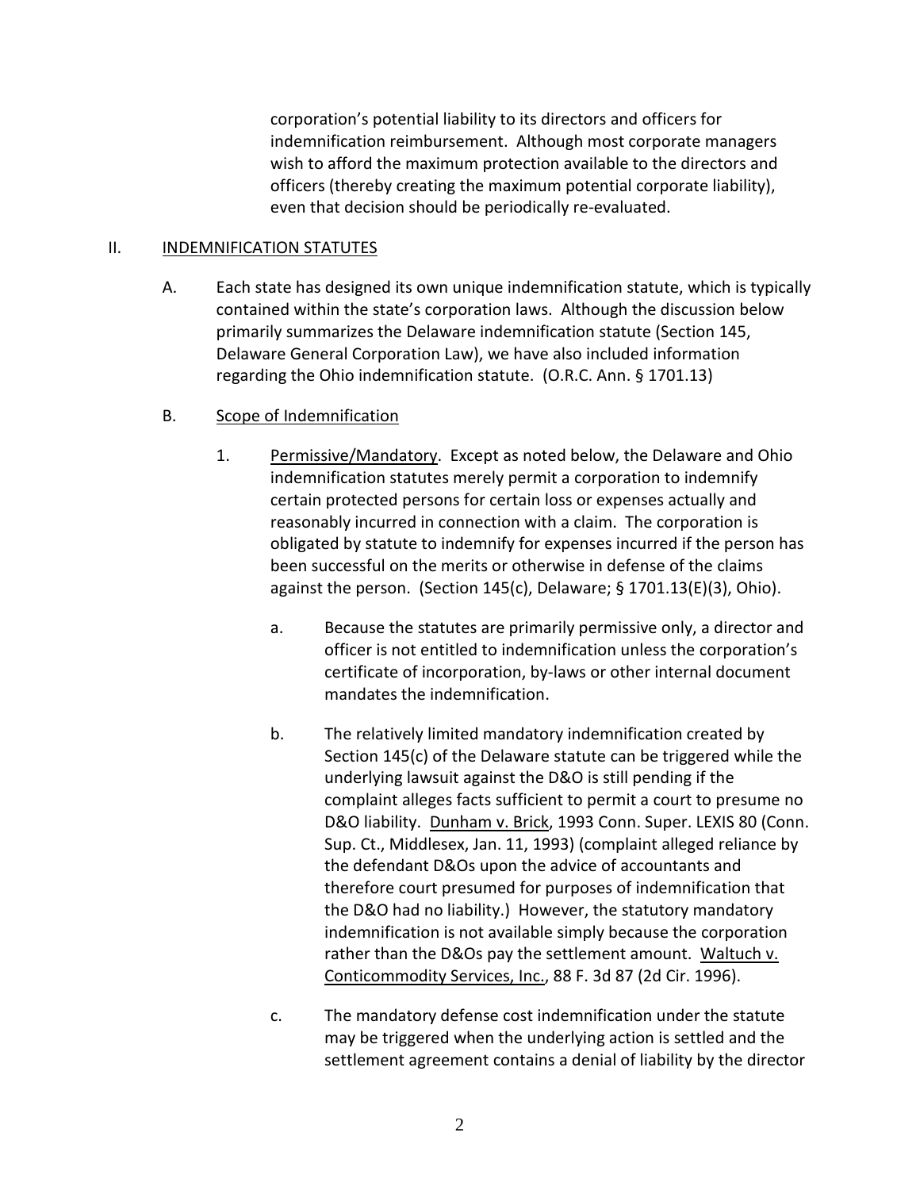corporation's potential liability to its directors and officers for indemnification reimbursement. Although most corporate managers wish to afford the maximum protection available to the directors and officers (thereby creating the maximum potential corporate liability), even that decision should be periodically re-evaluated.

II. INDEMNIFICATION STATUTES

A. Each state has designed its own unique indemnification statute, which is typically contained within the state's corporation laws. Although the discussion below primarily summarizes the Delaware indemnification statute (Section 145, Delaware General Corporation Law), we have also included information regarding the Ohio indemnification statute. (O.R.C. Ann. § 1701.13)

B. Scope of Indemnification

1. Permissive/Mandatory. Except as noted below, the Delaware and Ohio indemnification statutes merely permit a corporation to indemnify certain protected persons for certain loss or expenses actually and reasonably incurred in connection with a claim. The corporation is obligated by statute to indemnify for expenses incurred if the person has been successful on the merits or otherwise in defense of the claims against the person. (Section 145(c), Delaware; § 1701.13(E)(3), Ohio).

   a. Because the statutes are primarily permissive only, a director and officer is not entitled to indemnification unless the corporation's certificate of incorporation, by-laws or other internal document mandates the indemnification.

   b. The relatively limited mandatory indemnification created by Section 145(c) of the Delaware statute can be triggered while the underlying lawsuit against the D&O is still pending if the complaint alleges facts sufficient to permit a court to presume no D&O liability. Dunham v. Brick, 1993 Conn. Super. LEXIS 80 (Conn. Sup. Ct., Middlesex, Jan. 11, 1993) (complaint alleged reliance by the defendant D&Os upon the advice of accountants and therefore court presumed for purposes of indemnification that the D&O had no liability.) However, the statutory mandatory indemnification is not available simply because the corporation rather than the D&Os pay the settlement amount. Waltuch v. Conticommodity Services, Inc., 88 F. 3d 87 (2d Cir. 1996).

   c. The mandatory defense cost indemnification under the statute may be triggered when the underlying action is settled and the settlement agreement contains a denial of liability by the director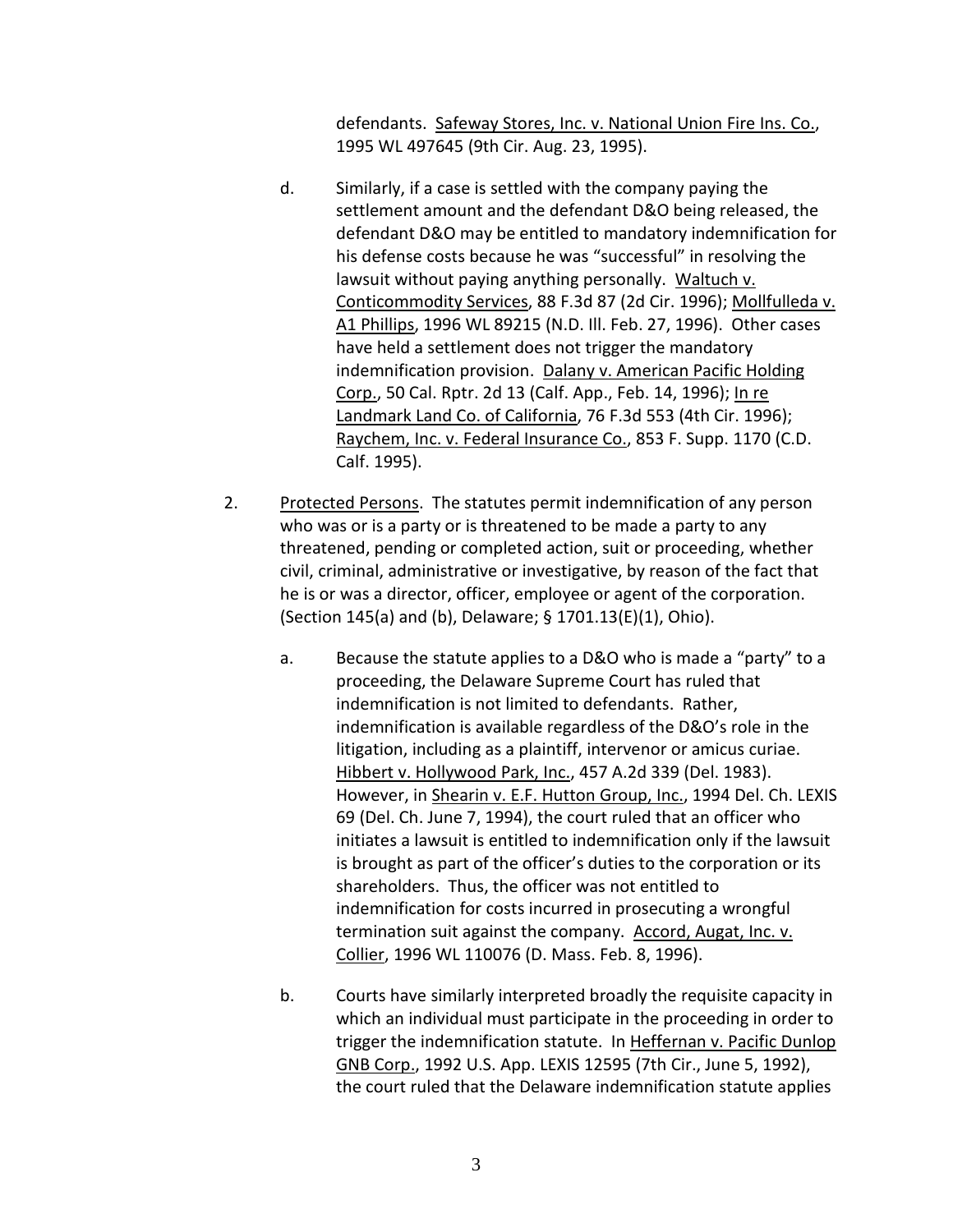defendants. Safeway Stores, Inc. v. National Union Fire Ins. Co., 1995 WL 497645 (9th Cir. Aug. 23, 1995).

d. Similarly, if a case is settled with the company paying the settlement amount and the defendant D&O being released, the defendant D&O may be entitled to mandatory indemnification for his defense costs because he was "successful" in resolving the lawsuit without paying anything personally. Waltuch v. Conticommodity Services, 88 F.3d 87 (2d Cir. 1996); Mollfulleda v. A1 Phillips, 1996 WL 89215 (N.D. Ill. Feb. 27, 1996). Other cases have held a settlement does not trigger the mandatory indemnification provision. Dalany v. American Pacific Holding Corp., 50 Cal. Rptr. 2d 13 (Calf. App., Feb. 14, 1996); In re Landmark Land Co. of California, 76 F.3d 553 (4th Cir. 1996); Raychem, Inc. v. Federal Insurance Co., 853 F. Supp. 1170 (C.D. Calf. 1995).

2. Protected Persons. The statutes permit indemnification of any person who was or is a party or is threatened to be made a party to any threatened, pending or completed action, suit or proceeding, whether civil, criminal, administrative or investigative, by reason of the fact that he is or was a director, officer, employee or agent of the corporation. (Section 145(a) and (b), Delaware; § 1701.13(E)(1), Ohio).

   a. Because the statute applies to a D&O who is made a "party" to a proceeding, the Delaware Supreme Court has ruled that indemnification is not limited to defendants. Rather, indemnification is available regardless of the D&O's role in the litigation, including as a plaintiff, intervenor or amicus curiae. Hibbert v. Hollywood Park, Inc., 457 A.2d 339 (Del. 1983). However, in Shearin v. E.F. Hutton Group, Inc., 1994 Del. Ch. LEXIS 69 (Del. Ch. June 7, 1994), the court ruled that an officer who initiates a lawsuit is entitled to indemnification only if the lawsuit is brought as part of the officer's duties to the corporation or its shareholders. Thus, the officer was not entitled to indemnification for costs incurred in prosecuting a wrongful termination suit against the company. Accord, Augat, Inc. v. Collier, 1996 WL 110076 (D. Mass. Feb. 8, 1996).

   b. Courts have similarly interpreted broadly the requisite capacity in which an individual must participate in the proceeding in order to trigger the indemnification statute. In Heffernan v. Pacific Dunlop GNB Corp., 1992 U.S. App. LEXIS 12595 (7th Cir., June 5, 1992), the court ruled that the Delaware indemnification statute applies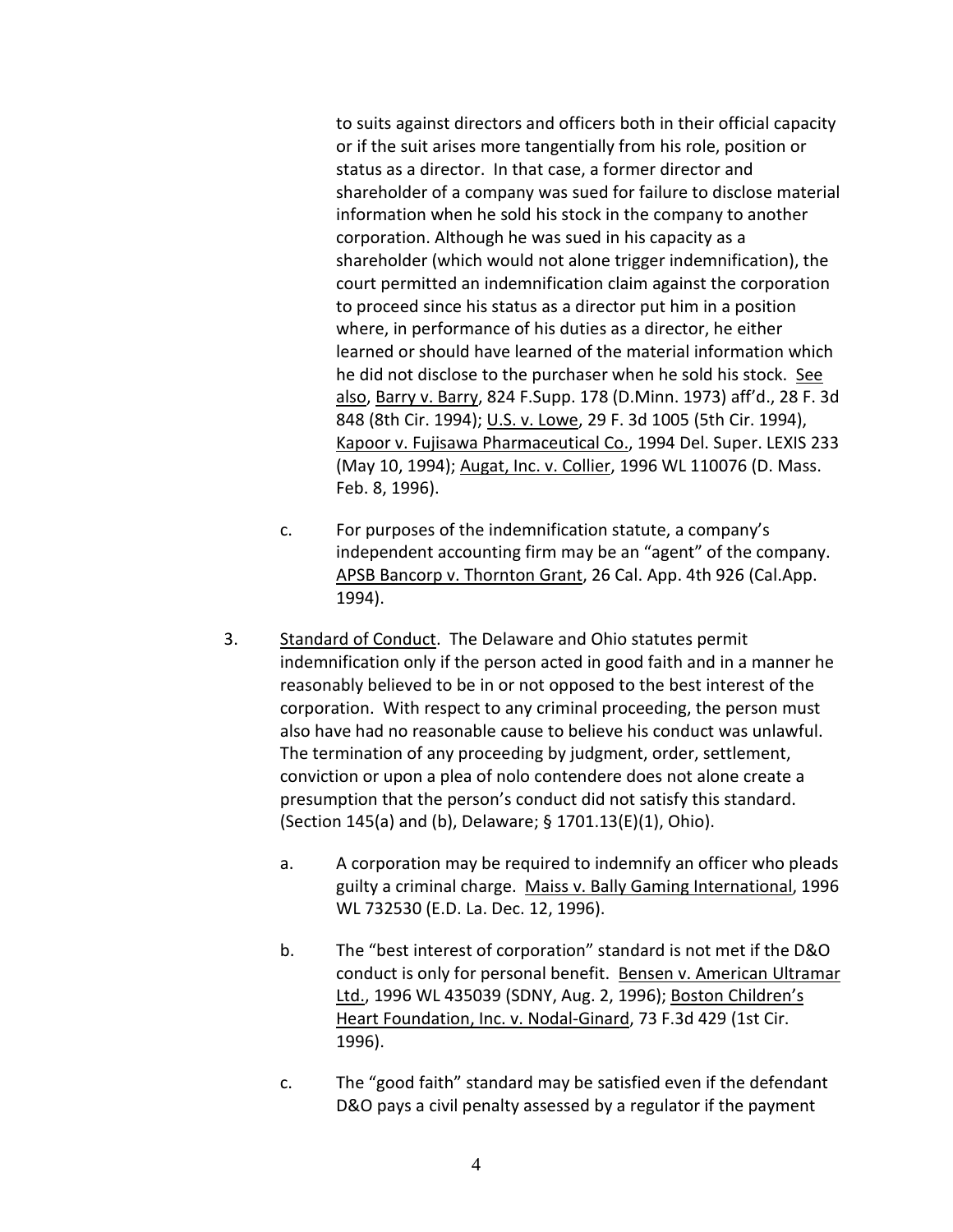to suits against directors and officers both in their official capacity or if the suit arises more tangentially from his role, position or status as a director. In that case, a former director and shareholder of a company was sued for failure to disclose material information when he sold his stock in the company to another corporation. Although he was sued in his capacity as a shareholder (which would not alone trigger indemnification), the court permitted an indemnification claim against the corporation to proceed since his status as a director put him in a position where, in performance of his duties as a director, he either learned or should have learned of the material information which he did not disclose to the purchaser when he sold his stock. See also, Barry v. Barry, 824 F.Supp. 178 (D.Minn. 1973) aff'd., 28 F. 3d 848 (8th Cir. 1994); U.S. v. Lowe, 29 F. 3d 1005 (5th Cir. 1994), Kapoor v. Fujisawa Pharmaceutical Co., 1994 Del. Super. LEXIS 233 (May 10, 1994); Augat, Inc. v. Collier, 1996 WL 110076 (D. Mass. Feb. 8, 1996).

c. For purposes of the indemnification statute, a company's independent accounting firm may be an "agent" of the company. APSB Bancorp v. Thornton Grant, 26 Cal. App. 4th 926 (Cal.App. 1994).

3. Standard of Conduct. The Delaware and Ohio statutes permit indemnification only if the person acted in good faith and in a manner he reasonably believed to be in or not opposed to the best interest of the corporation. With respect to any criminal proceeding, the person must also have had no reasonable cause to believe his conduct was unlawful. The termination of any proceeding by judgment, order, settlement, conviction or upon a plea of nolo contendere does not alone create a presumption that the person's conduct did not satisfy this standard. (Section 145(a) and (b), Delaware; § 1701.13(E)(1), Ohio).

   a. A corporation may be required to indemnify an officer who pleads guilty a criminal charge. Maiss v. Bally Gaming International, 1996 WL 732530 (E.D. La. Dec. 12, 1996).

   b. The "best interest of corporation" standard is not met if the D&O conduct is only for personal benefit. Bensen v. American Ultramar Ltd., 1996 WL 435039 (SDNY, Aug. 2, 1996); Boston Children's Heart Foundation, Inc. v. Nodal-Ginard, 73 F.3d 429 (1st Cir. 1996).

   c. The "good faith" standard may be satisfied even if the defendant D&O pays a civil penalty assessed by a regulator if the payment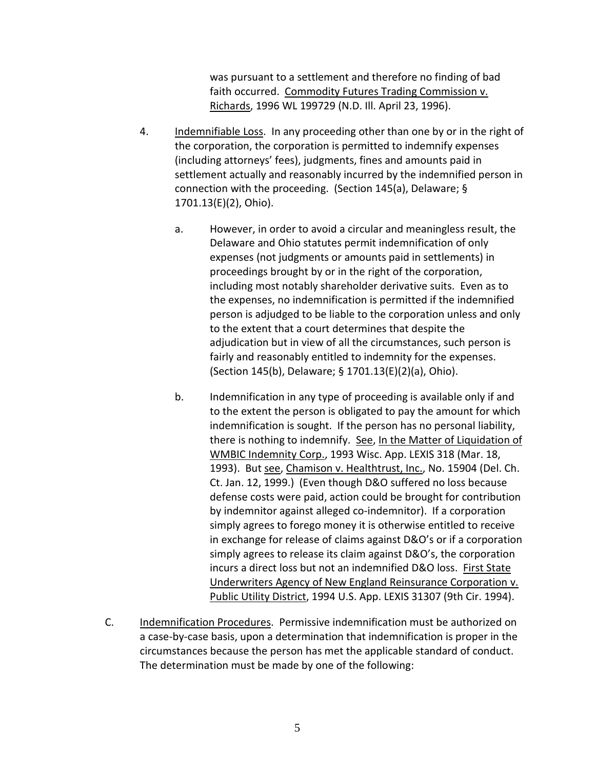was pursuant to a settlement and therefore no finding of bad faith occurred. Commodity Futures Trading Commission v. Richards, 1996 WL 199729 (N.D. Ill. April 23, 1996).

4. Indemnifiable Loss. In any proceeding other than one by or in the right of the corporation, the corporation is permitted to indemnify expenses (including attorneys' fees), judgments, fines and amounts paid in settlement actually and reasonably incurred by the indemnified person in connection with the proceeding. (Section 145(a), Delaware; § 1701.13(E)(2), Ohio).

   a. However, in order to avoid a circular and meaningless result, the Delaware and Ohio statutes permit indemnification of only expenses (not judgments or amounts paid in settlements) in proceedings brought by or in the right of the corporation, including most notably shareholder derivative suits. Even as to the expenses, no indemnification is permitted if the indemnified person is adjudged to be liable to the corporation unless and only to the extent that a court determines that despite the adjudication but in view of all the circumstances, such person is fairly and reasonably entitled to indemnity for the expenses. (Section 145(b), Delaware; § 1701.13(E)(2)(a), Ohio).

   b. Indemnification in any type of proceeding is available only if and to the extent the person is obligated to pay the amount for which indemnification is sought. If the person has no personal liability, there is nothing to indemnify. See, In the Matter of Liquidation of WMBIC Indemnity Corp., 1993 Wisc. App. LEXIS 318 (Mar. 18, 1993). But see, Chamison v. Healthtrust, Inc., No. 15904 (Del. Ch. Ct. Jan. 12, 1999.) (Even though D&O suffered no loss because defense costs were paid, action could be brought for contribution by indemnitor against alleged co-indemnitor). If a corporation simply agrees to forego money it is otherwise entitled to receive in exchange for release of claims against D&O's or if a corporation simply agrees to release its claim against D&O's, the corporation incurs a direct loss but not an indemnified D&O loss. First State Underwriters Agency of New England Reinsurance Corporation v. Public Utility District, 1994 U.S. App. LEXIS 31307 (9th Cir. 1994).

C. Indemnification Procedures. Permissive indemnification must be authorized on a case-by-case basis, upon a determination that indemnification is proper in the circumstances because the person has met the applicable standard of conduct. The determination must be made by one of the following: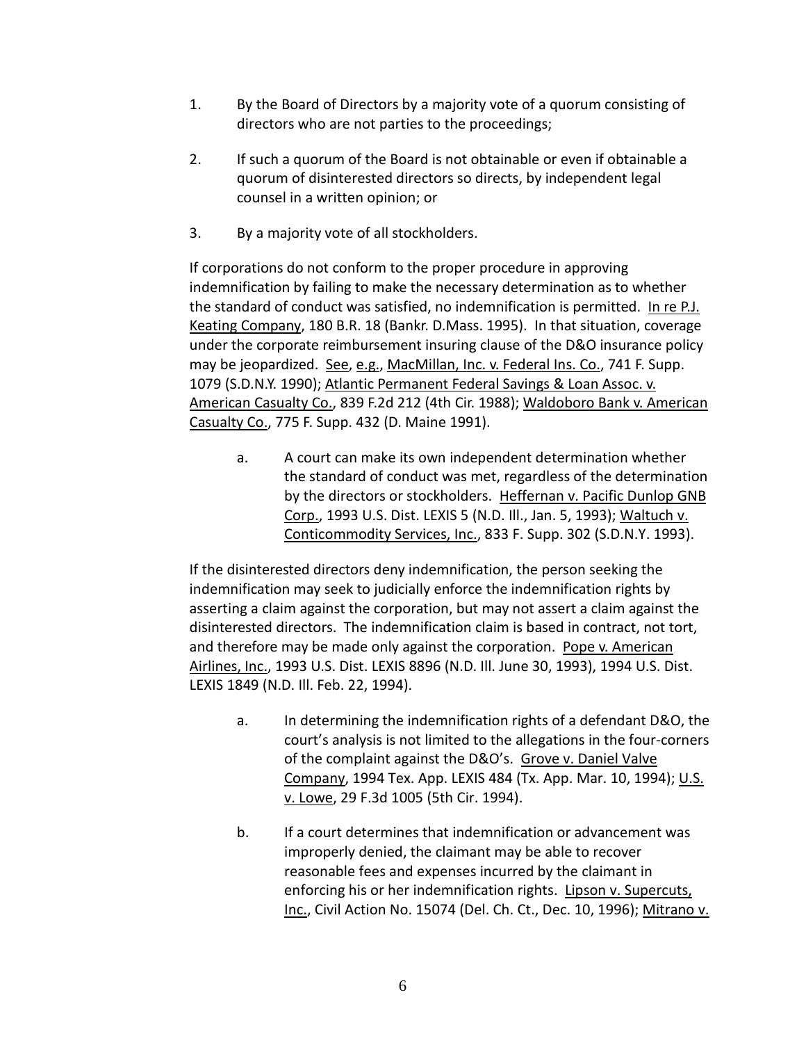1. By the Board of Directors by a majority vote of a quorum consisting of directors who are not parties to the proceedings;

2. If such a quorum of the Board is not obtainable or even if obtainable a quorum of disinterested directors so directs, by independent legal counsel in a written opinion; or

3. By a majority vote of all stockholders.

If corporations do not conform to the proper procedure in approving indemnification by failing to make the necessary determination as to whether the standard of conduct was satisfied, no indemnification is permitted. In re P.J. Keating Company, 180 B.R. 18 (Bankr. D.Mass. 1995). In that situation, coverage under the corporate reimbursement insuring clause of the D&O insurance policy may be jeopardized. See, e.g., MacMillan, Inc. v. Federal Ins. Co., 741 F. Supp. 1079 (S.D.N.Y. 1990); Atlantic Permanent Federal Savings & Loan Assoc. v. American Casualty Co., 839 F.2d 212 (4th Cir. 1988); Waldoboro Bank v. American Casualty Co., 775 F. Supp. 432 (D. Maine 1991).

a. A court can make its own independent determination whether the standard of conduct was met, regardless of the determination by the directors or stockholders. Heffernan v. Pacific Dunlop GNB Corp., 1993 U.S. Dist. LEXIS 5 (N.D. Ill., Jan. 5, 1993); Waltuch v. Conticommodity Services, Inc., 833 F. Supp. 302 (S.D.N.Y. 1993).

If the disinterested directors deny indemnification, the person seeking the indemnification may seek to judicially enforce the indemnification rights by asserting a claim against the corporation, but may not assert a claim against the disinterested directors. The indemnification claim is based in contract, not tort, and therefore may be made only against the corporation. Pope v. American Airlines, Inc., 1993 U.S. Dist. LEXIS 8896 (N.D. Ill. June 30, 1993), 1994 U.S. Dist. LEXIS 1849 (N.D. Ill. Feb. 22, 1994).

a. In determining the indemnification rights of a defendant D&O, the court's analysis is not limited to the allegations in the four-corners of the complaint against the D&O's. Grove v. Daniel Valve Company, 1994 Tex. App. LEXIS 484 (Tx. App. Mar. 10, 1994); U.S. v. Lowe, 29 F.3d 1005 (5th Cir. 1994).

b. If a court determines that indemnification or advancement was improperly denied, the claimant may be able to recover reasonable fees and expenses incurred by the claimant in enforcing his or her indemnification rights. Lipson v. Supercuts, Inc., Civil Action No. 15074 (Del. Ch. Ct., Dec. 10, 1996); Mitrano v.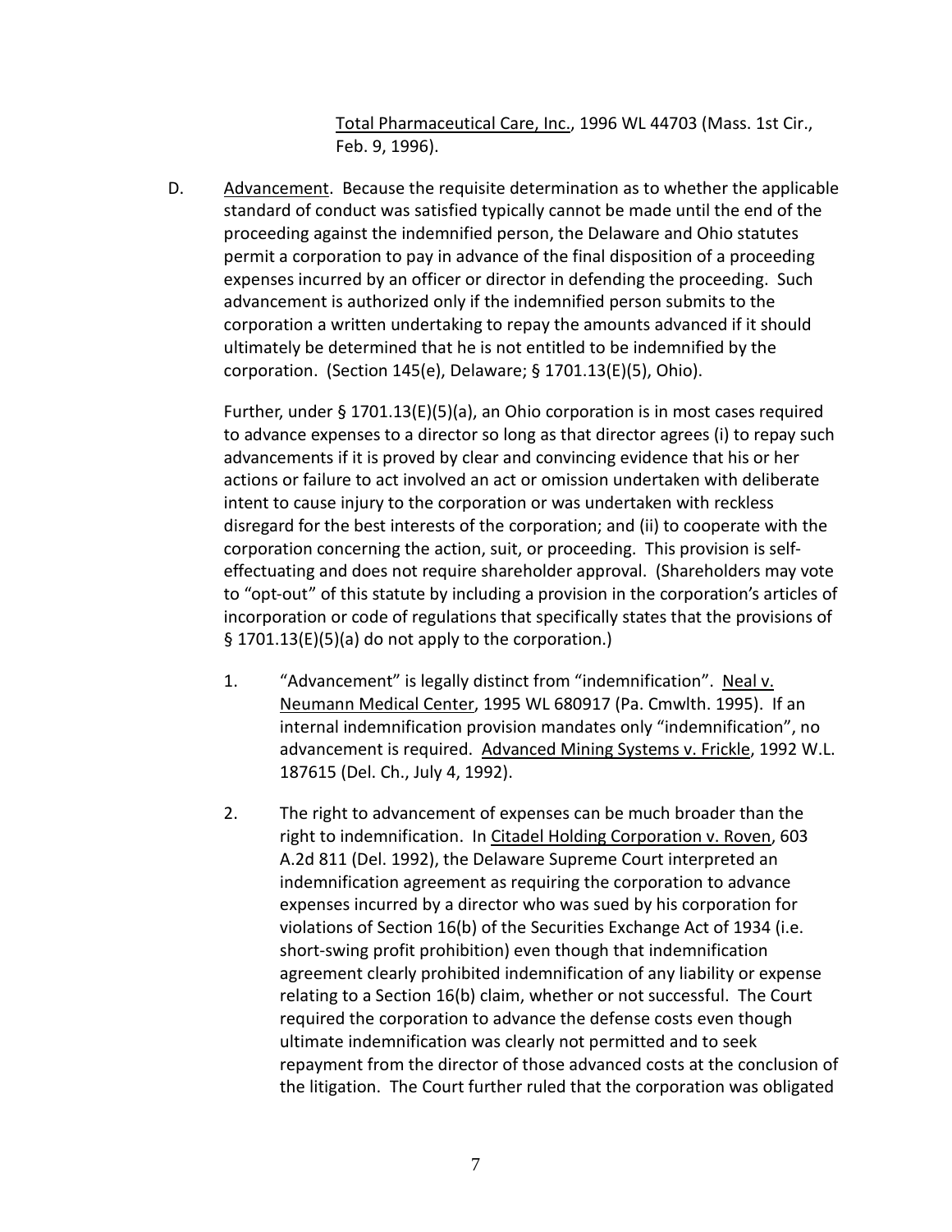Total Pharmaceutical Care, Inc., 1996 WL 44703 (Mass. 1st Cir., Feb. 9, 1996).

D. Advancement. Because the requisite determination as to whether the applicable standard of conduct was satisfied typically cannot be made until the end of the proceeding against the indemnified person, the Delaware and Ohio statutes permit a corporation to pay in advance of the final disposition of a proceeding expenses incurred by an officer or director in defending the proceeding. Such advancement is authorized only if the indemnified person submits to the corporation a written undertaking to repay the amounts advanced if it should ultimately be determined that he is not entitled to be indemnified by the corporation. (Section 145(e), Delaware; § 1701.13(E)(5), Ohio).

Further, under § 1701.13(E)(5)(a), an Ohio corporation is in most cases required to advance expenses to a director so long as that director agrees (i) to repay such advancements if it is proved by clear and convincing evidence that his or her actions or failure to act involved an act or omission undertaken with deliberate intent to cause injury to the corporation or was undertaken with reckless disregard for the best interests of the corporation; and (ii) to cooperate with the corporation concerning the action, suit, or proceeding. This provision is self-effectuating and does not require shareholder approval. (Shareholders may vote to "opt-out" of this statute by including a provision in the corporation's articles of incorporation or code of regulations that specifically states that the provisions of § 1701.13(E)(5)(a) do not apply to the corporation.)

1. "Advancement" is legally distinct from "indemnification". Neal v. Neumann Medical Center, 1995 WL 680917 (Pa. Cmwlth. 1995). If an internal indemnification provision mandates only "indemnification", no advancement is required. Advanced Mining Systems v. Frickle, 1992 W.L. 187615 (Del. Ch., July 4, 1992).

2. The right to advancement of expenses can be much broader than the right to indemnification. In Citadel Holding Corporation v. Roven, 603 A.2d 811 (Del. 1992), the Delaware Supreme Court interpreted an indemnification agreement as requiring the corporation to advance expenses incurred by a director who was sued by his corporation for violations of Section 16(b) of the Securities Exchange Act of 1934 (i.e. short-swing profit prohibition) even though that indemnification agreement clearly prohibited indemnification of any liability or expense relating to a Section 16(b) claim, whether or not successful. The Court required the corporation to advance the defense costs even though ultimate indemnification was clearly not permitted and to seek repayment from the director of those advanced costs at the conclusion of the litigation. The Court further ruled that the corporation was obligated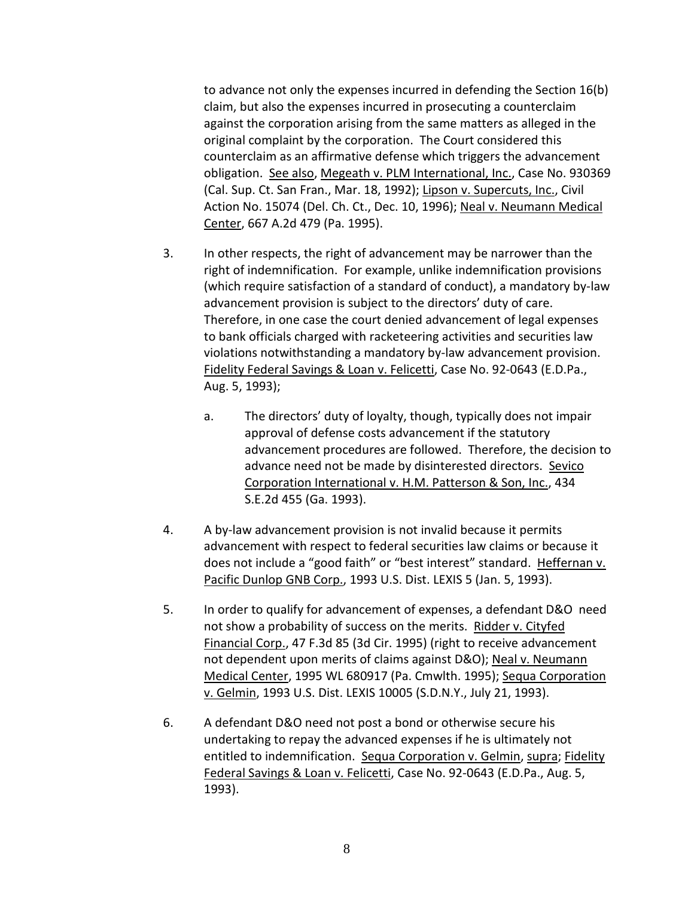to advance not only the expenses incurred in defending the Section 16(b) claim, but also the expenses incurred in prosecuting a counterclaim against the corporation arising from the same matters as alleged in the original complaint by the corporation. The Court considered this counterclaim as an affirmative defense which triggers the advancement obligation. See also, Megeath v. PLM International, Inc., Case No. 930369 (Cal. Sup. Ct. San Fran., Mar. 18, 1992); Lipson v. Supercuts, Inc., Civil Action No. 15074 (Del. Ch. Ct., Dec. 10, 1996); Neal v. Neumann Medical Center, 667 A.2d 479 (Pa. 1995).

3. In other respects, the right of advancement may be narrower than the right of indemnification. For example, unlike indemnification provisions (which require satisfaction of a standard of conduct), a mandatory by-law advancement provision is subject to the directors' duty of care. Therefore, in one case the court denied advancement of legal expenses to bank officials charged with racketeering activities and securities law violations notwithstanding a mandatory by-law advancement provision. Fidelity Federal Savings & Loan v. Felicetti, Case No. 92-0643 (E.D.Pa., Aug. 5, 1993);

   a. The directors' duty of loyalty, though, typically does not impair approval of defense costs advancement if the statutory advancement procedures are followed. Therefore, the decision to advance need not be made by disinterested directors. Sevico Corporation International v. H.M. Patterson & Son, Inc., 434 S.E.2d 455 (Ga. 1993).

4. A by-law advancement provision is not invalid because it permits advancement with respect to federal securities law claims or because it does not include a "good faith" or "best interest" standard. Heffernan v. Pacific Dunlop GNB Corp., 1993 U.S. Dist. LEXIS 5 (Jan. 5, 1993).

5. In order to qualify for advancement of expenses, a defendant D&O need not show a probability of success on the merits. Ridder v. Cityfed Financial Corp., 47 F.3d 85 (3d Cir. 1995) (right to receive advancement not dependent upon merits of claims against D&O); Neal v. Neumann Medical Center, 1995 WL 680917 (Pa. Cmwlth. 1995); Sequa Corporation v. Gelmin, 1993 U.S. Dist. LEXIS 10005 (S.D.N.Y., July 21, 1993).

6. A defendant D&O need not post a bond or otherwise secure his undertaking to repay the advanced expenses if he is ultimately not entitled to indemnification. Sequa Corporation v. Gelmin, supra; Fidelity Federal Savings & Loan v. Felicetti, Case No. 92-0643 (E.D.Pa., Aug. 5, 1993).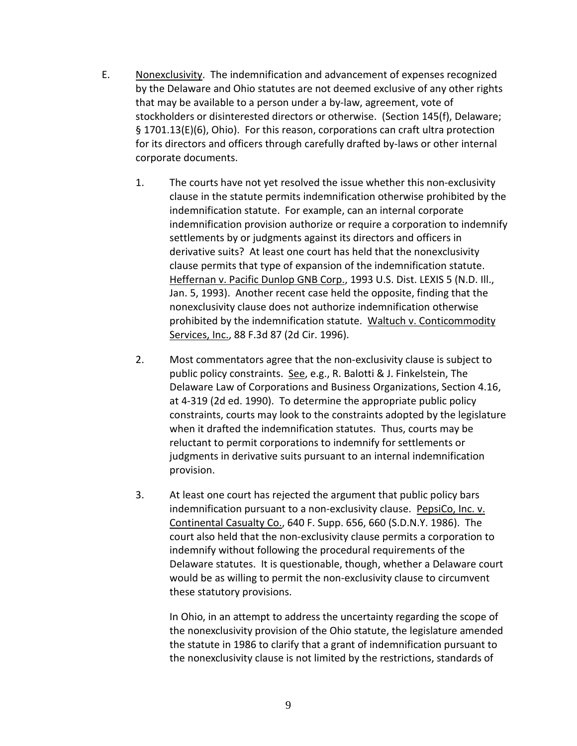E. <u>Nonexclusivity</u>. The indemnification and advancement of expenses recognized by the Delaware and Ohio statutes are not deemed exclusive of any other rights that may be available to a person under a by-law, agreement, vote of stockholders or disinterested directors or otherwise. (Section 145(f), Delaware; § 1701.13(E)(6), Ohio). For this reason, corporations can craft ultra protection for its directors and officers through carefully drafted by-laws or other internal corporate documents.

1. The courts have not yet resolved the issue whether this non-exclusivity clause in the statute permits indemnification otherwise prohibited by the indemnification statute. For example, can an internal corporate indemnification provision authorize or require a corporation to indemnify settlements by or judgments against its directors and officers in derivative suits? At least one court has held that the nonexclusivity clause permits that type of expansion of the indemnification statute. <u>Heffernan v. Pacific Dunlop GNB Corp.</u>, 1993 U.S. Dist. LEXIS 5 (N.D. Ill., Jan. 5, 1993). Another recent case held the opposite, finding that the nonexclusivity clause does not authorize indemnification otherwise prohibited by the indemnification statute. <u>Waltuch v. Conticommodity Services, Inc.</u>, 88 F.3d 87 (2d Cir. 1996).

2. Most commentators agree that the non-exclusivity clause is subject to public policy constraints. <u>See</u>, e.g., R. Balotti & J. Finkelstein, The Delaware Law of Corporations and Business Organizations, Section 4.16, at 4-319 (2d ed. 1990). To determine the appropriate public policy constraints, courts may look to the constraints adopted by the legislature when it drafted the indemnification statutes. Thus, courts may be reluctant to permit corporations to indemnify for settlements or judgments in derivative suits pursuant to an internal indemnification provision.

3. At least one court has rejected the argument that public policy bars indemnification pursuant to a non-exclusivity clause. <u>PepsiCo, Inc. v. Continental Casualty Co.</u>, 640 F. Supp. 656, 660 (S.D.N.Y. 1986). The court also held that the non-exclusivity clause permits a corporation to indemnify without following the procedural requirements of the Delaware statutes. It is questionable, though, whether a Delaware court would be as willing to permit the non-exclusivity clause to circumvent these statutory provisions.

   In Ohio, in an attempt to address the uncertainty regarding the scope of the nonexclusivity provision of the Ohio statute, the legislature amended the statute in 1986 to clarify that a grant of indemnification pursuant to the nonexclusivity clause is not limited by the restrictions, standards of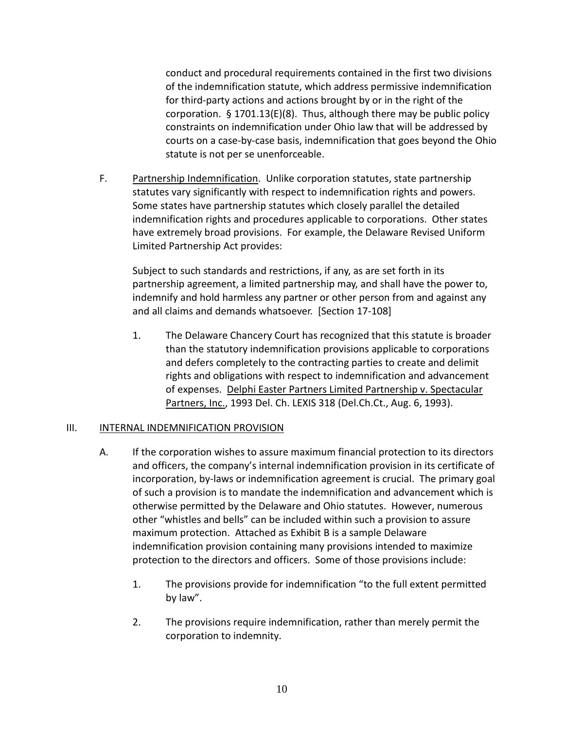conduct and procedural requirements contained in the first two divisions of the indemnification statute, which address permissive indemnification for third-party actions and actions brought by or in the right of the corporation. § 1701.13(E)(8). Thus, although there may be public policy constraints on indemnification under Ohio law that will be addressed by courts on a case-by-case basis, indemnification that goes beyond the Ohio statute is not per se unenforceable.

F. Partnership Indemnification. Unlike corporation statutes, state partnership statutes vary significantly with respect to indemnification rights and powers. Some states have partnership statutes which closely parallel the detailed indemnification rights and procedures applicable to corporations. Other states have extremely broad provisions. For example, the Delaware Revised Uniform Limited Partnership Act provides:

> Subject to such standards and restrictions, if any, as are set forth in its partnership agreement, a limited partnership may, and shall have the power to, indemnify and hold harmless any partner or other person from and against any and all claims and demands whatsoever. [Section 17-108]

1. The Delaware Chancery Court has recognized that this statute is broader than the statutory indemnification provisions applicable to corporations and defers completely to the contracting parties to create and delimit rights and obligations with respect to indemnification and advancement of expenses. Delphi Easter Partners Limited Partnership v. Spectacular Partners, Inc., 1993 Del. Ch. LEXIS 318 (Del.Ch.Ct., Aug. 6, 1993).

## III. INTERNAL INDEMNIFICATION PROVISION

A. If the corporation wishes to assure maximum financial protection to its directors and officers, the company's internal indemnification provision in its certificate of incorporation, by-laws or indemnification agreement is crucial. The primary goal of such a provision is to mandate the indemnification and advancement which is otherwise permitted by the Delaware and Ohio statutes. However, numerous other "whistles and bells" can be included within such a provision to assure maximum protection. Attached as Exhibit B is a sample Delaware indemnification provision containing many provisions intended to maximize protection to the directors and officers. Some of those provisions include:

1. The provisions provide for indemnification "to the full extent permitted by law".

2. The provisions require indemnification, rather than merely permit the corporation to indemnity.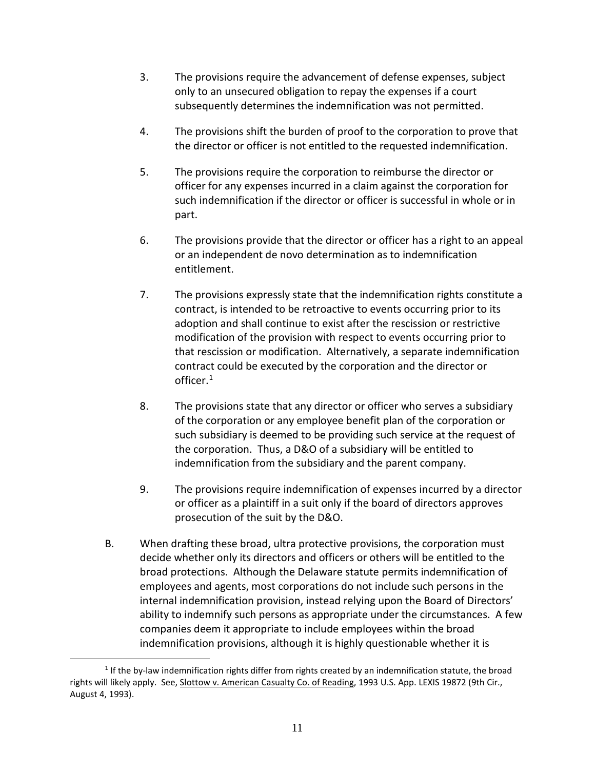3. The provisions require the advancement of defense expenses, subject only to an unsecured obligation to repay the expenses if a court subsequently determines the indemnification was not permitted.

4. The provisions shift the burden of proof to the corporation to prove that the director or officer is not entitled to the requested indemnification.

5. The provisions require the corporation to reimburse the director or officer for any expenses incurred in a claim against the corporation for such indemnification if the director or officer is successful in whole or in part.

6. The provisions provide that the director or officer has a right to an appeal or an independent de novo determination as to indemnification entitlement.

7. The provisions expressly state that the indemnification rights constitute a contract, is intended to be retroactive to events occurring prior to its adoption and shall continue to exist after the rescission or restrictive modification of the provision with respect to events occurring prior to that rescission or modification. Alternatively, a separate indemnification contract could be executed by the corporation and the director or officer.[1]

8. The provisions state that any director or officer who serves a subsidiary of the corporation or any employee benefit plan of the corporation or such subsidiary is deemed to be providing such service at the request of the corporation. Thus, a D&O of a subsidiary will be entitled to indemnification from the subsidiary and the parent company.

9. The provisions require indemnification of expenses incurred by a director or officer as a plaintiff in a suit only if the board of directors approves prosecution of the suit by the D&O.

B. When drafting these broad, ultra protective provisions, the corporation must decide whether only its directors and officers or others will be entitled to the broad protections. Although the Delaware statute permits indemnification of employees and agents, most corporations do not include such persons in the internal indemnification provision, instead relying upon the Board of Directors' ability to indemnify such persons as appropriate under the circumstances. A few companies deem it appropriate to include employees within the broad indemnification provisions, although it is highly questionable whether it is

[1] If the by-law indemnification rights differ from rights created by an indemnification statute, the broad rights will likely apply. See, Slottow v. American Casualty Co. of Reading, 1993 U.S. App. LEXIS 19872 (9th Cir., August 4, 1993).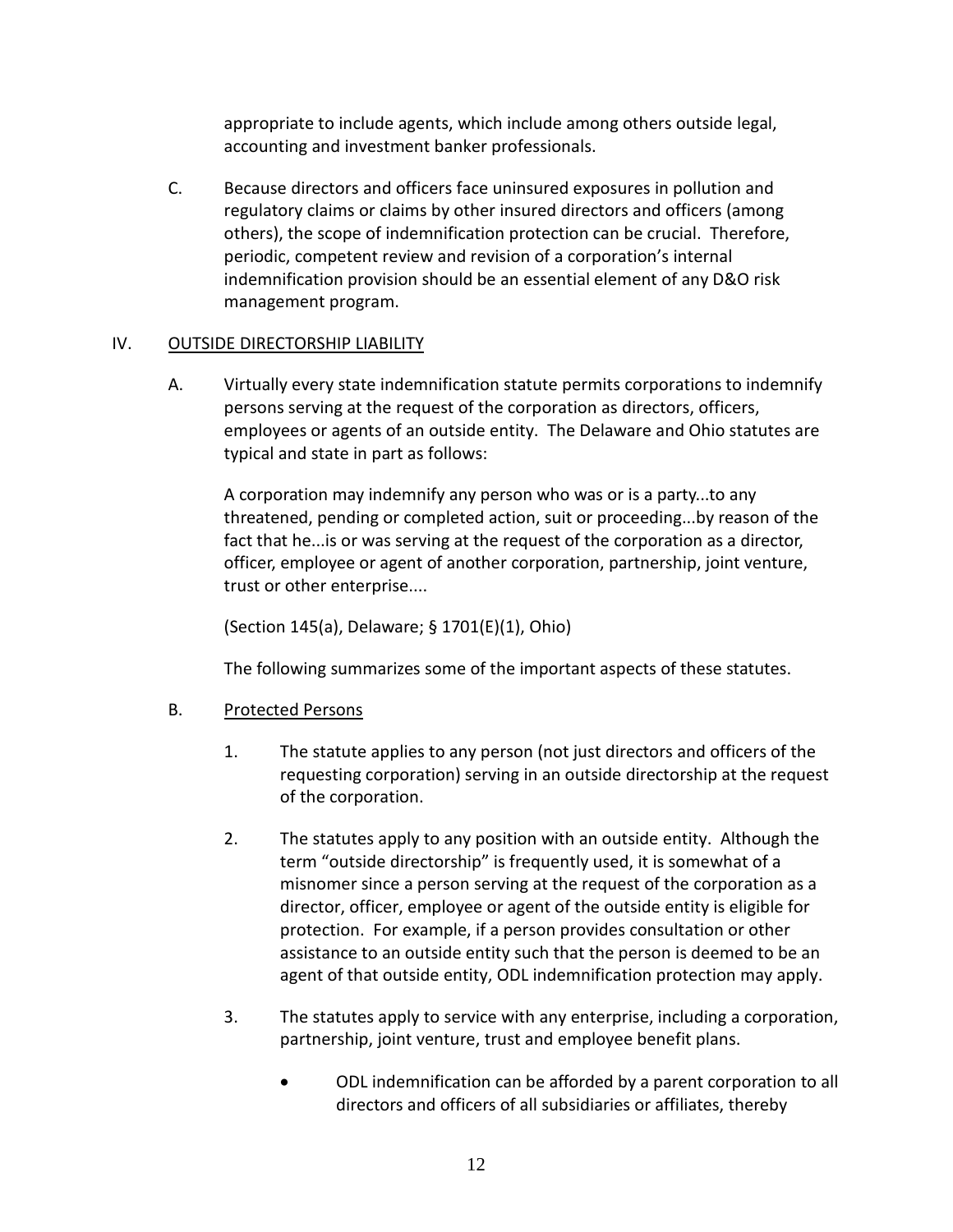appropriate to include agents, which include among others outside legal, accounting and investment banker professionals.

C. Because directors and officers face uninsured exposures in pollution and regulatory claims or claims by other insured directors and officers (among others), the scope of indemnification protection can be crucial. Therefore, periodic, competent review and revision of a corporation's internal indemnification provision should be an essential element of any D&O risk management program.

## IV. OUTSIDE DIRECTORSHIP LIABILITY

A. Virtually every state indemnification statute permits corporations to indemnify persons serving at the request of the corporation as directors, officers, employees or agents of an outside entity. The Delaware and Ohio statutes are typical and state in part as follows:

> A corporation may indemnify any person who was or is a party...to any threatened, pending or completed action, suit or proceeding...by reason of the fact that he...is or was serving at the request of the corporation as a director, officer, employee or agent of another corporation, partnership, joint venture, trust or other enterprise....
>
> (Section 145(a), Delaware; § 1701(E)(1), Ohio)

The following summarizes some of the important aspects of these statutes.

B. Protected Persons

1. The statute applies to any person (not just directors and officers of the requesting corporation) serving in an outside directorship at the request of the corporation.

2. The statutes apply to any position with an outside entity. Although the term "outside directorship" is frequently used, it is somewhat of a misnomer since a person serving at the request of the corporation as a director, officer, employee or agent of the outside entity is eligible for protection. For example, if a person provides consultation or other assistance to an outside entity such that the person is deemed to be an agent of that outside entity, ODL indemnification protection may apply.

3. The statutes apply to service with any enterprise, including a corporation, partnership, joint venture, trust and employee benefit plans.

   - ODL indemnification can be afforded by a parent corporation to all directors and officers of all subsidiaries or affiliates, thereby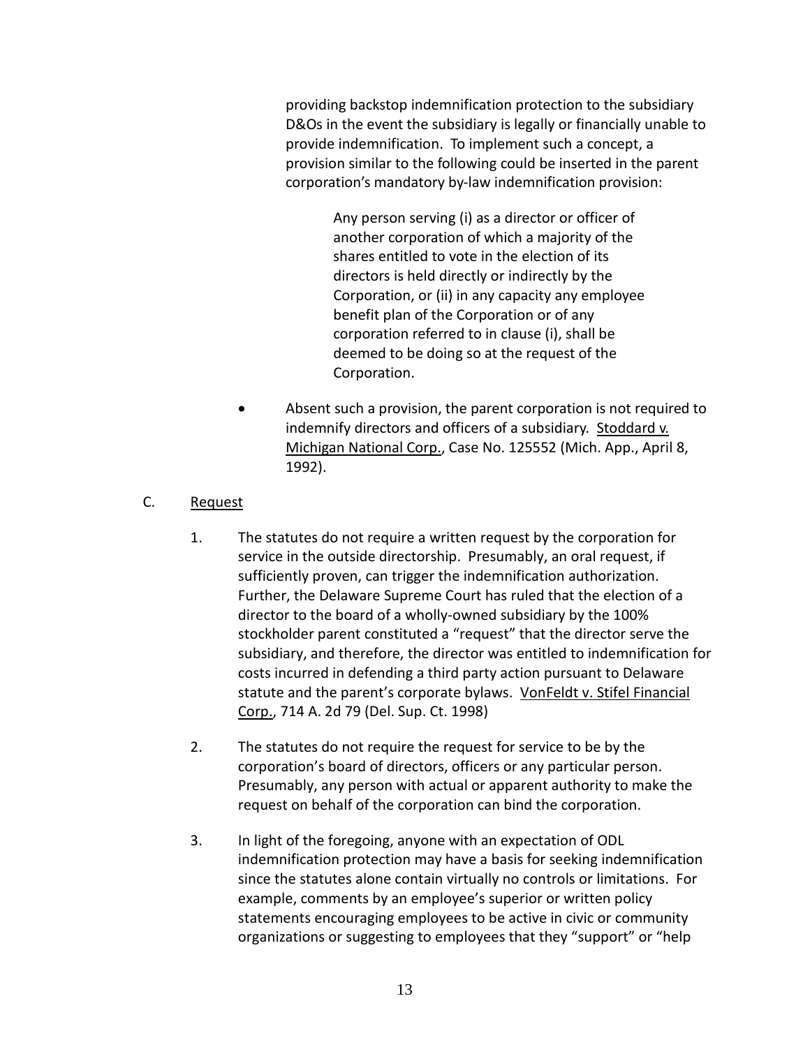providing backstop indemnification protection to the subsidiary D&Os in the event the subsidiary is legally or financially unable to provide indemnification. To implement such a concept, a provision similar to the following could be inserted in the parent corporation's mandatory by-law indemnification provision:

> Any person serving (i) as a director or officer of another corporation of which a majority of the shares entitled to vote in the election of its directors is held directly or indirectly by the Corporation, or (ii) in any capacity any employee benefit plan of the Corporation or of any corporation referred to in clause (i), shall be deemed to be doing so at the request of the Corporation.

- Absent such a provision, the parent corporation is not required to indemnify directors and officers of a subsidiary. Stoddard v. Michigan National Corp., Case No. 125552 (Mich. App., April 8, 1992).

C. Request

1. The statutes do not require a written request by the corporation for service in the outside directorship. Presumably, an oral request, if sufficiently proven, can trigger the indemnification authorization. Further, the Delaware Supreme Court has ruled that the election of a director to the board of a wholly-owned subsidiary by the 100% stockholder parent constituted a "request" that the director serve the subsidiary, and therefore, the director was entitled to indemnification for costs incurred in defending a third party action pursuant to Delaware statute and the parent's corporate bylaws. VonFeldt v. Stifel Financial Corp., 714 A. 2d 79 (Del. Sup. Ct. 1998)

2. The statutes do not require the request for service to be by the corporation's board of directors, officers or any particular person. Presumably, any person with actual or apparent authority to make the request on behalf of the corporation can bind the corporation.

3. In light of the foregoing, anyone with an expectation of ODL indemnification protection may have a basis for seeking indemnification since the statutes alone contain virtually no controls or limitations. For example, comments by an employee's superior or written policy statements encouraging employees to be active in civic or community organizations or suggesting to employees that they "support" or "help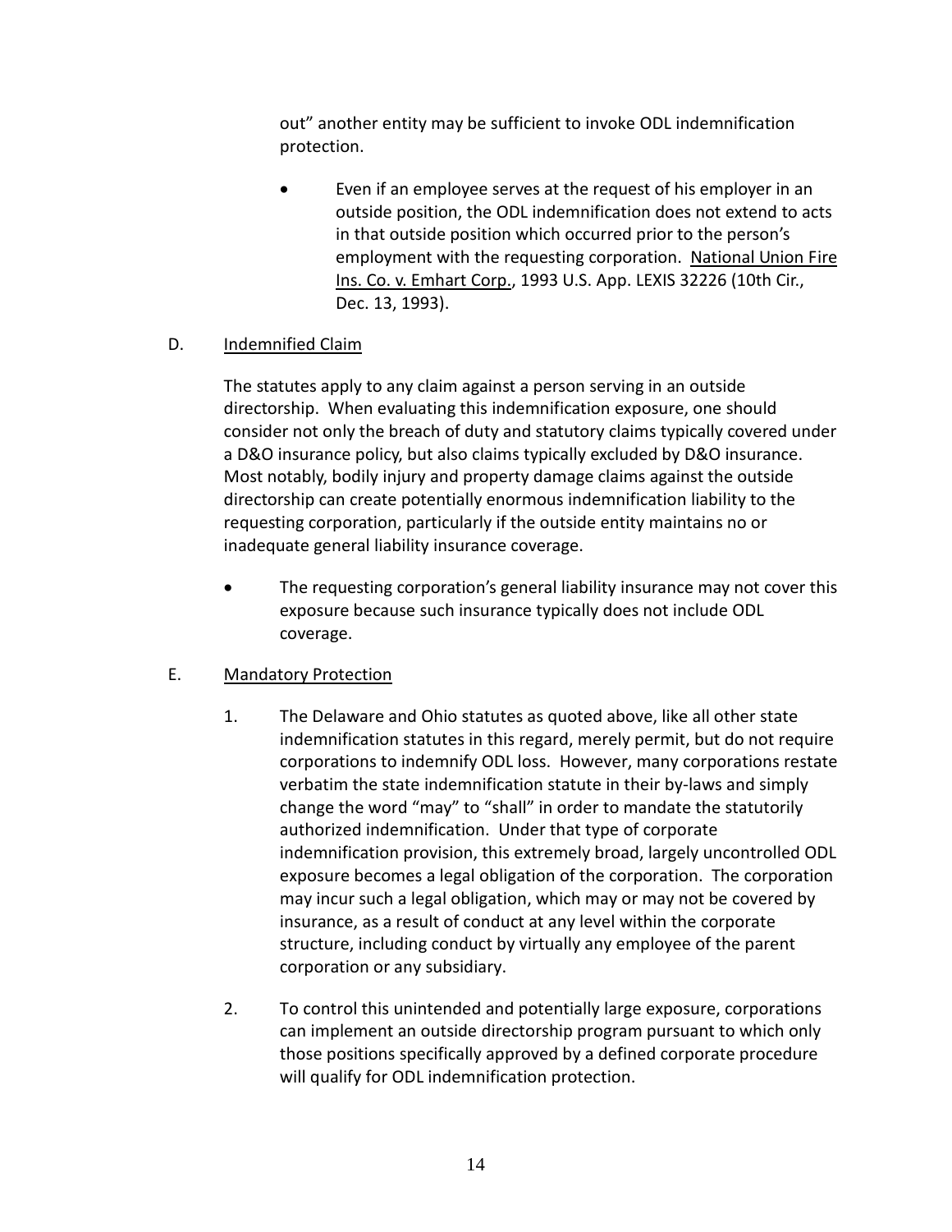out" another entity may be sufficient to invoke ODL indemnification protection.

- Even if an employee serves at the request of his employer in an outside position, the ODL indemnification does not extend to acts in that outside position which occurred prior to the person's employment with the requesting corporation. National Union Fire Ins. Co. v. Emhart Corp., 1993 U.S. App. LEXIS 32226 (10th Cir., Dec. 13, 1993).

D. Indemnified Claim

The statutes apply to any claim against a person serving in an outside directorship. When evaluating this indemnification exposure, one should consider not only the breach of duty and statutory claims typically covered under a D&O insurance policy, but also claims typically excluded by D&O insurance. Most notably, bodily injury and property damage claims against the outside directorship can create potentially enormous indemnification liability to the requesting corporation, particularly if the outside entity maintains no or inadequate general liability insurance coverage.

- The requesting corporation's general liability insurance may not cover this exposure because such insurance typically does not include ODL coverage.

E. Mandatory Protection

1. The Delaware and Ohio statutes as quoted above, like all other state indemnification statutes in this regard, merely permit, but do not require corporations to indemnify ODL loss. However, many corporations restate verbatim the state indemnification statute in their by-laws and simply change the word "may" to "shall" in order to mandate the statutorily authorized indemnification. Under that type of corporate indemnification provision, this extremely broad, largely uncontrolled ODL exposure becomes a legal obligation of the corporation. The corporation may incur such a legal obligation, which may or may not be covered by insurance, as a result of conduct at any level within the corporate structure, including conduct by virtually any employee of the parent corporation or any subsidiary.

2. To control this unintended and potentially large exposure, corporations can implement an outside directorship program pursuant to which only those positions specifically approved by a defined corporate procedure will qualify for ODL indemnification protection.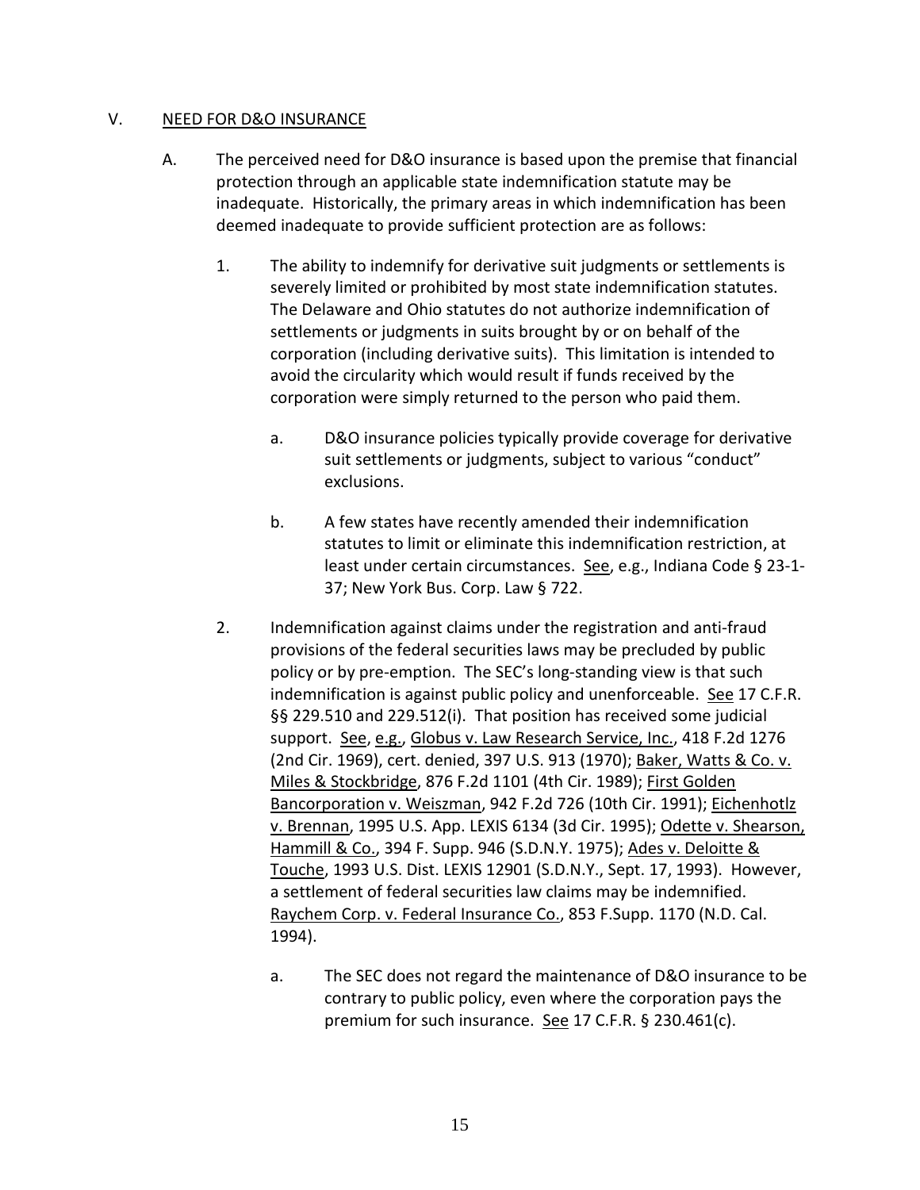## V. NEED FOR D&O INSURANCE

A. The perceived need for D&O insurance is based upon the premise that financial protection through an applicable state indemnification statute may be inadequate. Historically, the primary areas in which indemnification has been deemed inadequate to provide sufficient protection are as follows:

1. The ability to indemnify for derivative suit judgments or settlements is severely limited or prohibited by most state indemnification statutes. The Delaware and Ohio statutes do not authorize indemnification of settlements or judgments in suits brought by or on behalf of the corporation (including derivative suits). This limitation is intended to avoid the circularity which would result if funds received by the corporation were simply returned to the person who paid them.

   a. D&O insurance policies typically provide coverage for derivative suit settlements or judgments, subject to various "conduct" exclusions.

   b. A few states have recently amended their indemnification statutes to limit or eliminate this indemnification restriction, at least under certain circumstances. See, e.g., Indiana Code § 23-1-37; New York Bus. Corp. Law § 722.

2. Indemnification against claims under the registration and anti-fraud provisions of the federal securities laws may be precluded by public policy or by pre-emption. The SEC's long-standing view is that such indemnification is against public policy and unenforceable. See 17 C.F.R. §§ 229.510 and 229.512(i). That position has received some judicial support. See, e.g., Globus v. Law Research Service, Inc., 418 F.2d 1276 (2nd Cir. 1969), cert. denied, 397 U.S. 913 (1970); Baker, Watts & Co. v. Miles & Stockbridge, 876 F.2d 1101 (4th Cir. 1989); First Golden Bancorporation v. Weiszman, 942 F.2d 726 (10th Cir. 1991); Eichenhotlz v. Brennan, 1995 U.S. App. LEXIS 6134 (3d Cir. 1995); Odette v. Shearson, Hammill & Co., 394 F. Supp. 946 (S.D.N.Y. 1975); Ades v. Deloitte & Touche, 1993 U.S. Dist. LEXIS 12901 (S.D.N.Y., Sept. 17, 1993). However, a settlement of federal securities law claims may be indemnified. Raychem Corp. v. Federal Insurance Co., 853 F.Supp. 1170 (N.D. Cal. 1994).

   a. The SEC does not regard the maintenance of D&O insurance to be contrary to public policy, even where the corporation pays the premium for such insurance. See 17 C.F.R. § 230.461(c).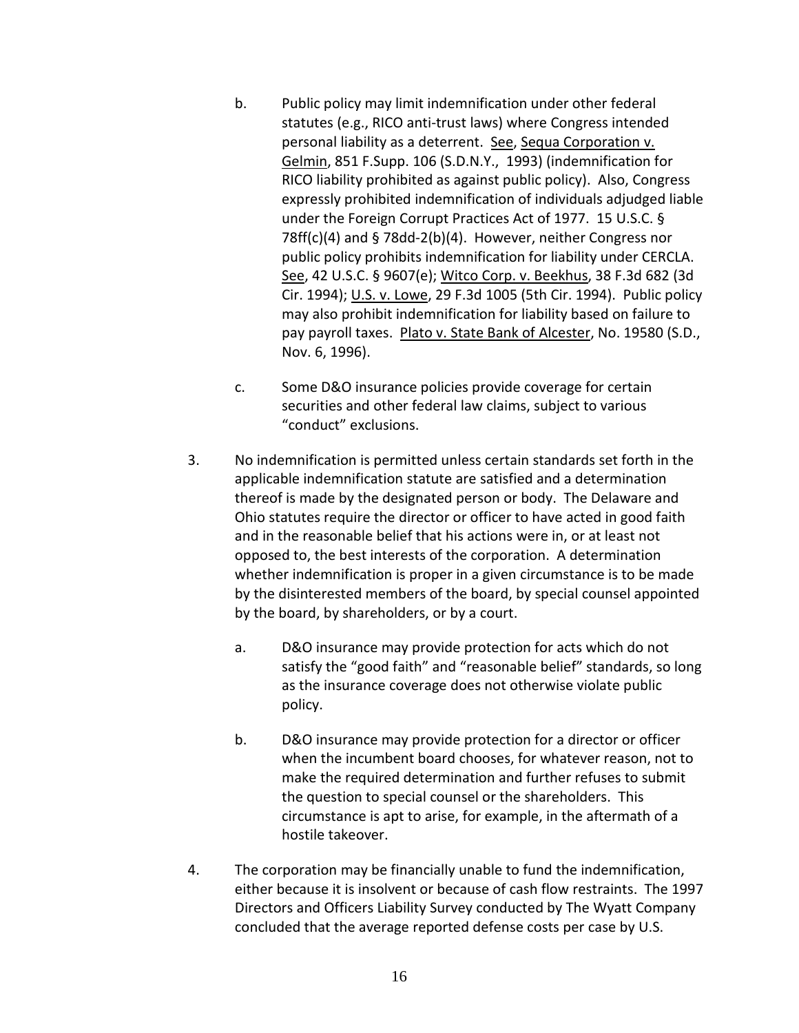b. Public policy may limit indemnification under other federal statutes (e.g., RICO anti-trust laws) where Congress intended personal liability as a deterrent. See, Sequa Corporation v. Gelmin, 851 F.Supp. 106 (S.D.N.Y., 1993) (indemnification for RICO liability prohibited as against public policy). Also, Congress expressly prohibited indemnification of individuals adjudged liable under the Foreign Corrupt Practices Act of 1977. 15 U.S.C. § 78ff(c)(4) and § 78dd-2(b)(4). However, neither Congress nor public policy prohibits indemnification for liability under CERCLA. See, 42 U.S.C. § 9607(e); Witco Corp. v. Beekhus, 38 F.3d 682 (3d Cir. 1994); U.S. v. Lowe, 29 F.3d 1005 (5th Cir. 1994). Public policy may also prohibit indemnification for liability based on failure to pay payroll taxes. Plato v. State Bank of Alcester, No. 19580 (S.D., Nov. 6, 1996).

c. Some D&O insurance policies provide coverage for certain securities and other federal law claims, subject to various "conduct" exclusions.

3. No indemnification is permitted unless certain standards set forth in the applicable indemnification statute are satisfied and a determination thereof is made by the designated person or body. The Delaware and Ohio statutes require the director or officer to have acted in good faith and in the reasonable belief that his actions were in, or at least not opposed to, the best interests of the corporation. A determination whether indemnification is proper in a given circumstance is to be made by the disinterested members of the board, by special counsel appointed by the board, by shareholders, or by a court.

   a. D&O insurance may provide protection for acts which do not satisfy the "good faith" and "reasonable belief" standards, so long as the insurance coverage does not otherwise violate public policy.

   b. D&O insurance may provide protection for a director or officer when the incumbent board chooses, for whatever reason, not to make the required determination and further refuses to submit the question to special counsel or the shareholders. This circumstance is apt to arise, for example, in the aftermath of a hostile takeover.

4. The corporation may be financially unable to fund the indemnification, either because it is insolvent or because of cash flow restraints. The 1997 Directors and Officers Liability Survey conducted by The Wyatt Company concluded that the average reported defense costs per case by U.S.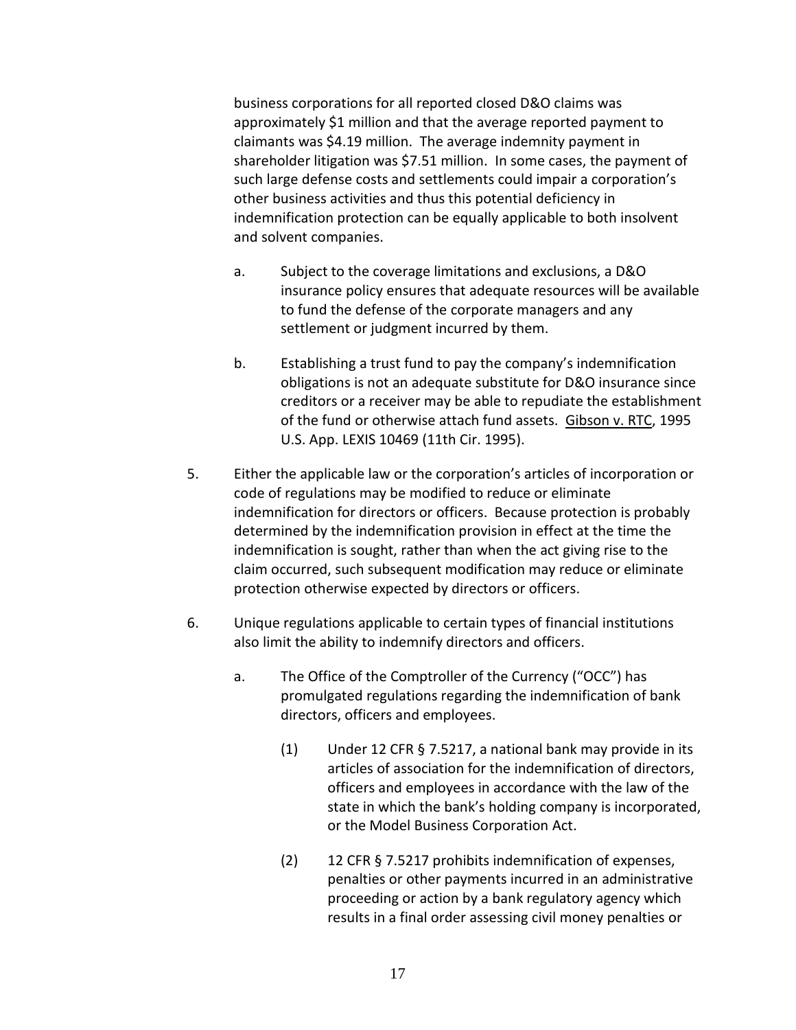business corporations for all reported closed D&O claims was approximately $1 million and that the average reported payment to claimants was $4.19 million. The average indemnity payment in shareholder litigation was $7.51 million. In some cases, the payment of such large defense costs and settlements could impair a corporation's other business activities and thus this potential deficiency in indemnification protection can be equally applicable to both insolvent and solvent companies.

   a. Subject to the coverage limitations and exclusions, a D&O insurance policy ensures that adequate resources will be available to fund the defense of the corporate managers and any settlement or judgment incurred by them.

   b. Establishing a trust fund to pay the company's indemnification obligations is not an adequate substitute for D&O insurance since creditors or a receiver may be able to repudiate the establishment of the fund or otherwise attach fund assets. Gibson v. RTC, 1995 U.S. App. LEXIS 10469 (11th Cir. 1995).

5. Either the applicable law or the corporation's articles of incorporation or code of regulations may be modified to reduce or eliminate indemnification for directors or officers. Because protection is probably determined by the indemnification provision in effect at the time the indemnification is sought, rather than when the act giving rise to the claim occurred, such subsequent modification may reduce or eliminate protection otherwise expected by directors or officers.

6. Unique regulations applicable to certain types of financial institutions also limit the ability to indemnify directors and officers.

   a. The Office of the Comptroller of the Currency ("OCC") has promulgated regulations regarding the indemnification of bank directors, officers and employees.

      (1) Under 12 CFR § 7.5217, a national bank may provide in its articles of association for the indemnification of directors, officers and employees in accordance with the law of the state in which the bank's holding company is incorporated, or the Model Business Corporation Act.

      (2) 12 CFR § 7.5217 prohibits indemnification of expenses, penalties or other payments incurred in an administrative proceeding or action by a bank regulatory agency which results in a final order assessing civil money penalties or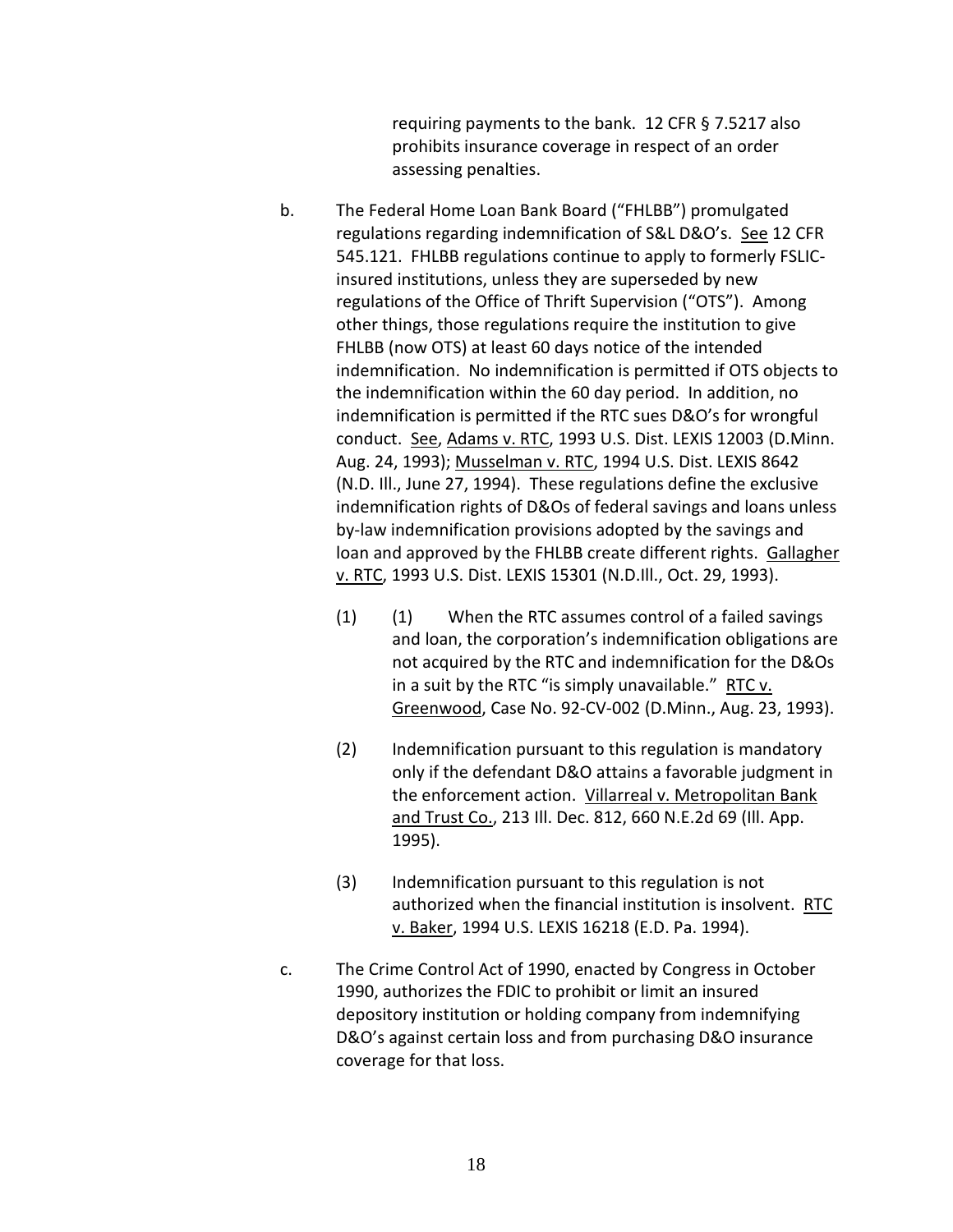requiring payments to the bank. 12 CFR § 7.5217 also prohibits insurance coverage in respect of an order assessing penalties.

b. The Federal Home Loan Bank Board ("FHLBB") promulgated regulations regarding indemnification of S&L D&O's. See 12 CFR 545.121. FHLBB regulations continue to apply to formerly FSLIC-insured institutions, unless they are superseded by new regulations of the Office of Thrift Supervision ("OTS"). Among other things, those regulations require the institution to give FHLBB (now OTS) at least 60 days notice of the intended indemnification. No indemnification is permitted if OTS objects to the indemnification within the 60 day period. In addition, no indemnification is permitted if the RTC sues D&O's for wrongful conduct. See, Adams v. RTC, 1993 U.S. Dist. LEXIS 12003 (D.Minn. Aug. 24, 1993); Musselman v. RTC, 1994 U.S. Dist. LEXIS 8642 (N.D. Ill., June 27, 1994). These regulations define the exclusive indemnification rights of D&Os of federal savings and loans unless by-law indemnification provisions adopted by the savings and loan and approved by the FHLBB create different rights. Gallagher v. RTC, 1993 U.S. Dist. LEXIS 15301 (N.D.Ill., Oct. 29, 1993).

   (1) (1) When the RTC assumes control of a failed savings and loan, the corporation's indemnification obligations are not acquired by the RTC and indemnification for the D&Os in a suit by the RTC "is simply unavailable." RTC v. Greenwood, Case No. 92-CV-002 (D.Minn., Aug. 23, 1993).

   (2) Indemnification pursuant to this regulation is mandatory only if the defendant D&O attains a favorable judgment in the enforcement action. Villarreal v. Metropolitan Bank and Trust Co., 213 Ill. Dec. 812, 660 N.E.2d 69 (Ill. App. 1995).

   (3) Indemnification pursuant to this regulation is not authorized when the financial institution is insolvent. RTC v. Baker, 1994 U.S. LEXIS 16218 (E.D. Pa. 1994).

c. The Crime Control Act of 1990, enacted by Congress in October 1990, authorizes the FDIC to prohibit or limit an insured depository institution or holding company from indemnifying D&O's against certain loss and from purchasing D&O insurance coverage for that loss.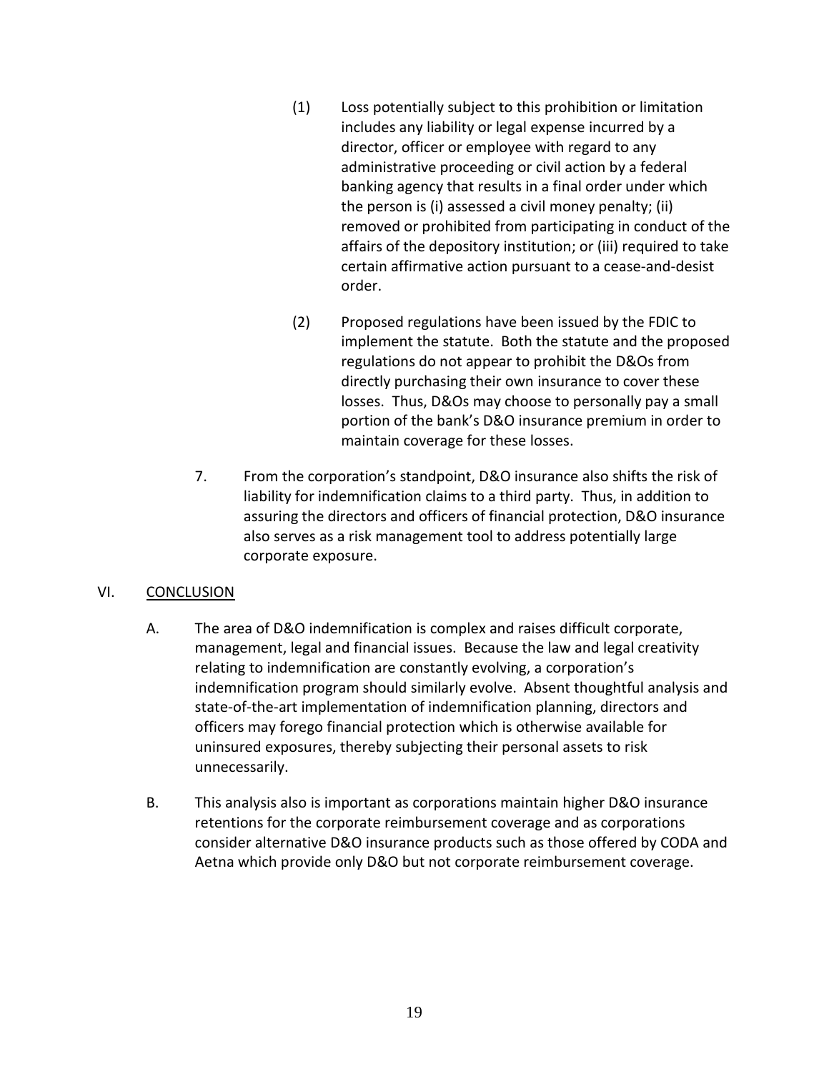(1) Loss potentially subject to this prohibition or limitation includes any liability or legal expense incurred by a director, officer or employee with regard to any administrative proceeding or civil action by a federal banking agency that results in a final order under which the person is (i) assessed a civil money penalty; (ii) removed or prohibited from participating in conduct of the affairs of the depository institution; or (iii) required to take certain affirmative action pursuant to a cease-and-desist order.

(2) Proposed regulations have been issued by the FDIC to implement the statute. Both the statute and the proposed regulations do not appear to prohibit the D&Os from directly purchasing their own insurance to cover these losses. Thus, D&Os may choose to personally pay a small portion of the bank's D&O insurance premium in order to maintain coverage for these losses.

7. From the corporation's standpoint, D&O insurance also shifts the risk of liability for indemnification claims to a third party. Thus, in addition to assuring the directors and officers of financial protection, D&O insurance also serves as a risk management tool to address potentially large corporate exposure.

## VI. CONCLUSION

A. The area of D&O indemnification is complex and raises difficult corporate, management, legal and financial issues. Because the law and legal creativity relating to indemnification are constantly evolving, a corporation's indemnification program should similarly evolve. Absent thoughtful analysis and state-of-the-art implementation of indemnification planning, directors and officers may forego financial protection which is otherwise available for uninsured exposures, thereby subjecting their personal assets to risk unnecessarily.

B. This analysis also is important as corporations maintain higher D&O insurance retentions for the corporate reimbursement coverage and as corporations consider alternative D&O insurance products such as those offered by CODA and Aetna which provide only D&O but not corporate reimbursement coverage.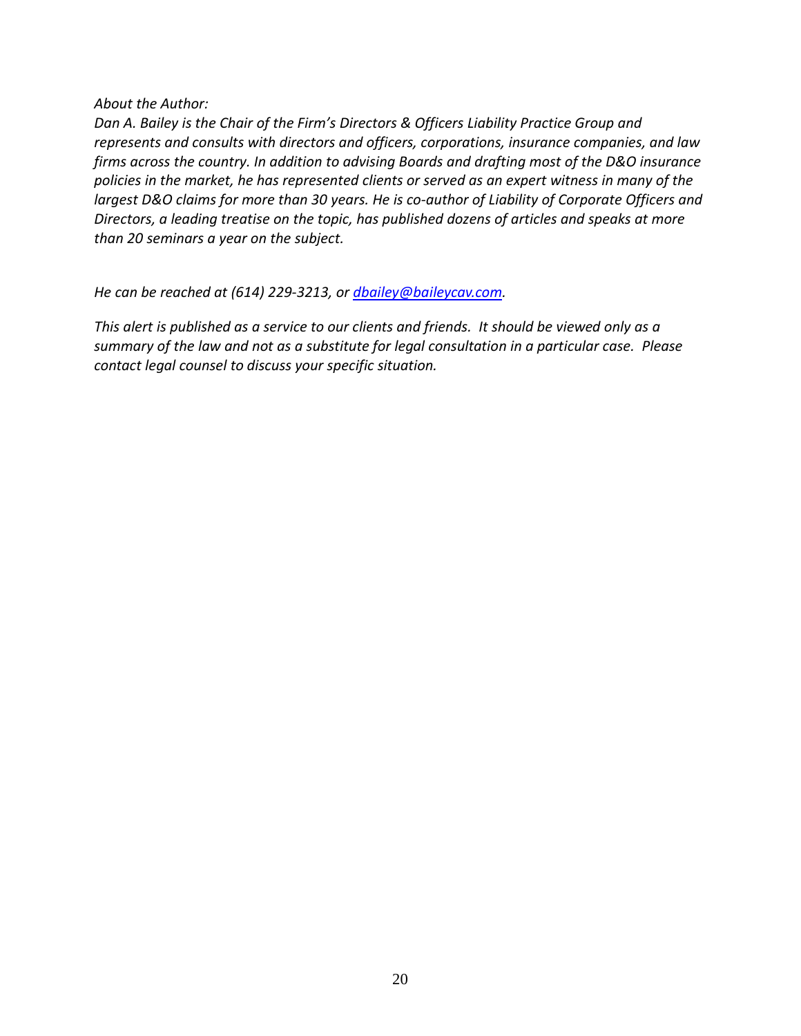*About the Author:*

*Dan A. Bailey is the Chair of the Firm's Directors & Officers Liability Practice Group and represents and consults with directors and officers, corporations, insurance companies, and law firms across the country. In addition to advising Boards and drafting most of the D&O insurance policies in the market, he has represented clients or served as an expert witness in many of the largest D&O claims for more than 30 years. He is co-author of Liability of Corporate Officers and Directors, a leading treatise on the topic, has published dozens of articles and speaks at more than 20 seminars a year on the subject.*

*He can be reached at (614) 229-3213, or [dbailey@baileycav.com](mailto:dbailey@baileycav.com).*

*This alert is published as a service to our clients and friends. It should be viewed only as a summary of the law and not as a substitute for legal consultation in a particular case. Please contact legal counsel to discuss your specific situation.*